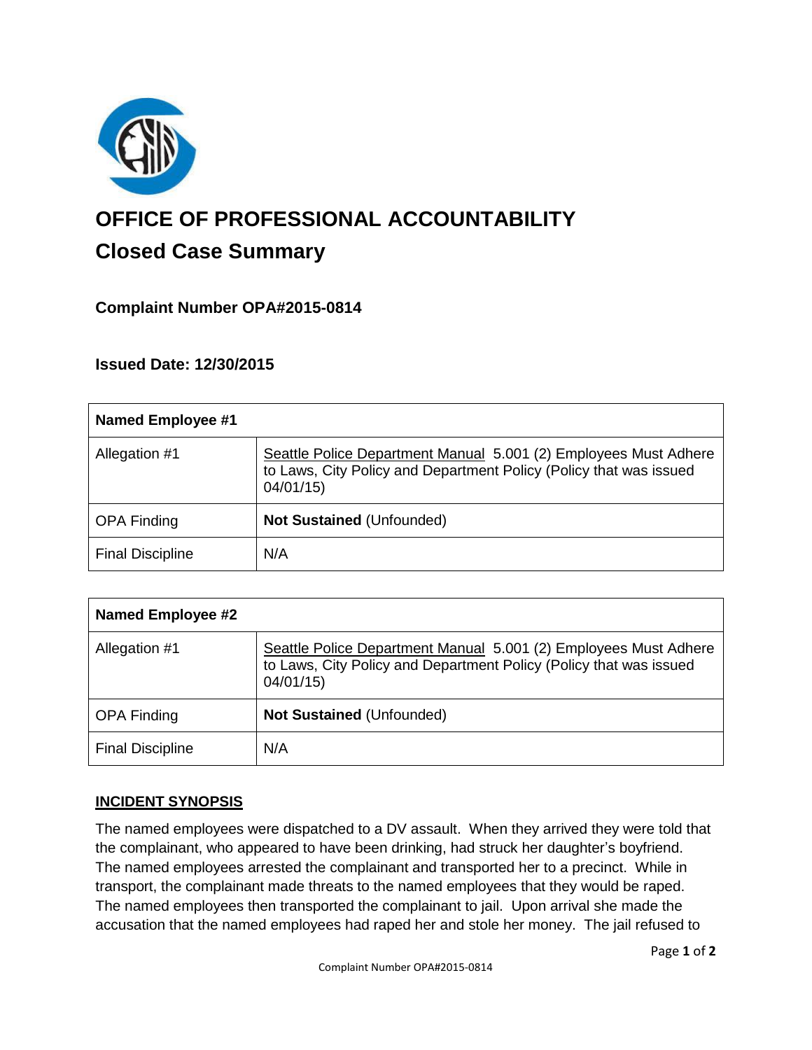# OFFICE OF PROFESSIONAL ACCOUNTABILITY

## Closed Case Summary

### Complaint Number OPA#2015-0814

### Issued Date: 12/30/2015

| Named Employee #1 | |
|---|---|
| Allegation #1 | Seattle Police Department Manual 5.001 (2) Employees Must Adhere to Laws, City Policy and Department Policy (Policy that was issued 04/01/15) |
| OPA Finding | **Not Sustained** (Unfounded) |
| Final Discipline | N/A |

| Named Employee #2 | |
|---|---|
| Allegation #1 | Seattle Police Department Manual 5.001 (2) Employees Must Adhere to Laws, City Policy and Department Policy (Policy that was issued 04/01/15) |
| OPA Finding | **Not Sustained** (Unfounded) |
| Final Discipline | N/A |

**INCIDENT SYNOPSIS**

The named employees were dispatched to a DV assault. When they arrived they were told that the complainant, who appeared to have been drinking, had struck her daughter's boyfriend. The named employees arrested the complainant and transported her to a precinct. While in transport, the complainant made threats to the named employees that they would be raped. The named employees then transported the complainant to jail. Upon arrival she made the accusation that the named employees had raped her and stole her money. The jail refused to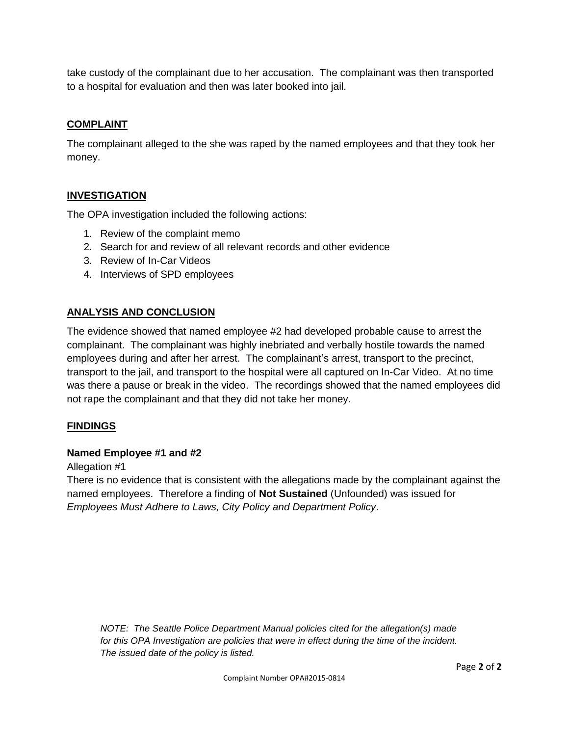take custody of the complainant due to her accusation. The complainant was then transported to a hospital for evaluation and then was later booked into jail.

## COMPLAINT

The complainant alleged to the she was raped by the named employees and that they took her money.

## INVESTIGATION

The OPA investigation included the following actions:

1. Review of the complaint memo
2. Search for and review of all relevant records and other evidence
3. Review of In-Car Videos
4. Interviews of SPD employees

## ANALYSIS AND CONCLUSION

The evidence showed that named employee #2 had developed probable cause to arrest the complainant. The complainant was highly inebriated and verbally hostile towards the named employees during and after her arrest. The complainant's arrest, transport to the precinct, transport to the jail, and transport to the hospital were all captured on In-Car Video. At no time was there a pause or break in the video. The recordings showed that the named employees did not rape the complainant and that they did not take her money.

## FINDINGS

**Named Employee #1 and #2**

Allegation #1

There is no evidence that is consistent with the allegations made by the complainant against the named employees. Therefore a finding of **Not Sustained** (Unfounded) was issued for *Employees Must Adhere to Laws, City Policy and Department Policy*.

*NOTE: The Seattle Police Department Manual policies cited for the allegation(s) made for this OPA Investigation are policies that were in effect during the time of the incident. The issued date of the policy is listed.*

Complaint Number OPA#2015-0814